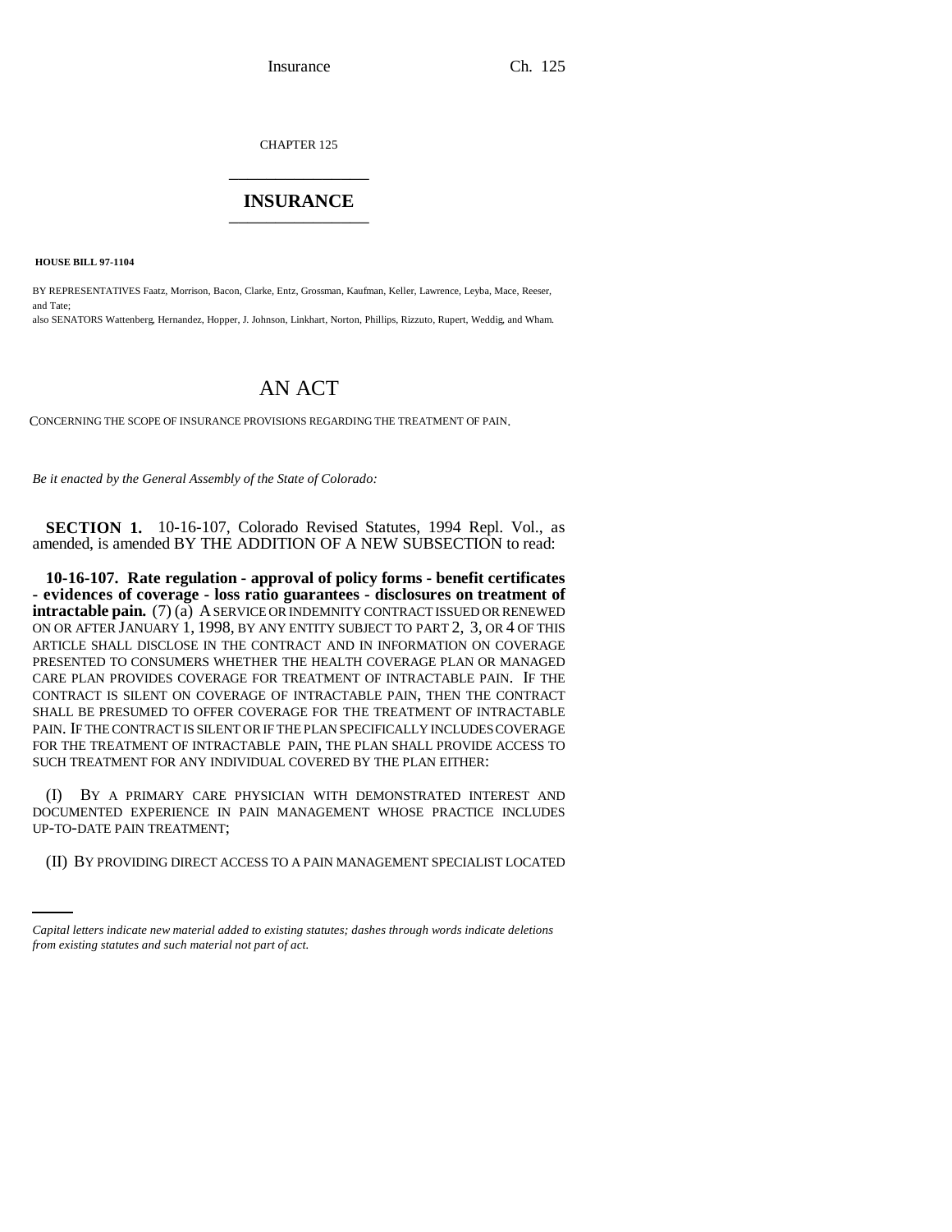CHAPTER 125

# INSURANCE

**HOUSE BILL 97-1104**

BY REPRESENTATIVES Faatz, Morrison, Bacon, Clarke, Entz, Grossman, Kaufman, Keller, Lawrence, Leyba, Mace, Reeser, and Tate;
also SENATORS Wattenberg, Hernandez, Hopper, J. Johnson, Linkhart, Norton, Phillips, Rizzuto, Rupert, Weddig, and Wham.

# AN ACT

CONCERNING THE SCOPE OF INSURANCE PROVISIONS REGARDING THE TREATMENT OF PAIN.

*Be it enacted by the General Assembly of the State of Colorado:*

**SECTION 1.** 10-16-107, Colorado Revised Statutes, 1994 Repl. Vol., as amended, is amended BY THE ADDITION OF A NEW SUBSECTION to read:

**10-16-107. Rate regulation - approval of policy forms - benefit certificates - evidences of coverage - loss ratio guarantees - disclosures on treatment of intractable pain.** (7) (a) A SERVICE OR INDEMNITY CONTRACT ISSUED OR RENEWED ON OR AFTER JANUARY 1, 1998, BY ANY ENTITY SUBJECT TO PART 2, 3, OR 4 OF THIS ARTICLE SHALL DISCLOSE IN THE CONTRACT AND IN INFORMATION ON COVERAGE PRESENTED TO CONSUMERS WHETHER THE HEALTH COVERAGE PLAN OR MANAGED CARE PLAN PROVIDES COVERAGE FOR TREATMENT OF INTRACTABLE PAIN. IF THE CONTRACT IS SILENT ON COVERAGE OF INTRACTABLE PAIN, THEN THE CONTRACT SHALL BE PRESUMED TO OFFER COVERAGE FOR THE TREATMENT OF INTRACTABLE PAIN. IF THE CONTRACT IS SILENT OR IF THE PLAN SPECIFICALLY INCLUDES COVERAGE FOR THE TREATMENT OF INTRACTABLE PAIN, THE PLAN SHALL PROVIDE ACCESS TO SUCH TREATMENT FOR ANY INDIVIDUAL COVERED BY THE PLAN EITHER:

(I) BY A PRIMARY CARE PHYSICIAN WITH DEMONSTRATED INTEREST AND DOCUMENTED EXPERIENCE IN PAIN MANAGEMENT WHOSE PRACTICE INCLUDES UP-TO-DATE PAIN TREATMENT;

(II) BY PROVIDING DIRECT ACCESS TO A PAIN MANAGEMENT SPECIALIST LOCATED

*Capital letters indicate new material added to existing statutes; dashes through words indicate deletions from existing statutes and such material not part of act.*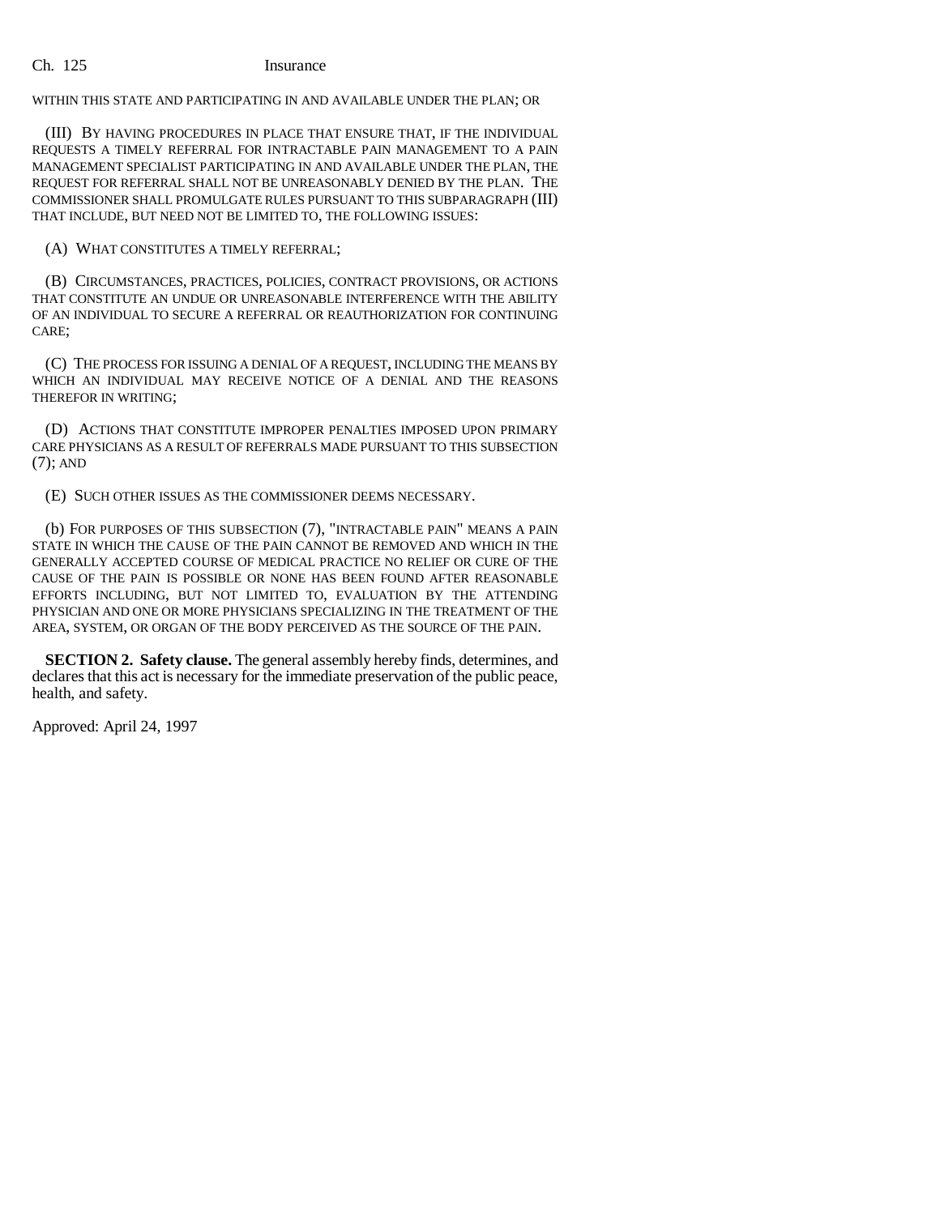WITHIN THIS STATE AND PARTICIPATING IN AND AVAILABLE UNDER THE PLAN; OR

(III) BY HAVING PROCEDURES IN PLACE THAT ENSURE THAT, IF THE INDIVIDUAL REQUESTS A TIMELY REFERRAL FOR INTRACTABLE PAIN MANAGEMENT TO A PAIN MANAGEMENT SPECIALIST PARTICIPATING IN AND AVAILABLE UNDER THE PLAN, THE REQUEST FOR REFERRAL SHALL NOT BE UNREASONABLY DENIED BY THE PLAN. THE COMMISSIONER SHALL PROMULGATE RULES PURSUANT TO THIS SUBPARAGRAPH (III) THAT INCLUDE, BUT NEED NOT BE LIMITED TO, THE FOLLOWING ISSUES:

(A) WHAT CONSTITUTES A TIMELY REFERRAL;

(B) CIRCUMSTANCES, PRACTICES, POLICIES, CONTRACT PROVISIONS, OR ACTIONS THAT CONSTITUTE AN UNDUE OR UNREASONABLE INTERFERENCE WITH THE ABILITY OF AN INDIVIDUAL TO SECURE A REFERRAL OR REAUTHORIZATION FOR CONTINUING CARE;

(C) THE PROCESS FOR ISSUING A DENIAL OF A REQUEST, INCLUDING THE MEANS BY WHICH AN INDIVIDUAL MAY RECEIVE NOTICE OF A DENIAL AND THE REASONS THEREFOR IN WRITING;

(D) ACTIONS THAT CONSTITUTE IMPROPER PENALTIES IMPOSED UPON PRIMARY CARE PHYSICIANS AS A RESULT OF REFERRALS MADE PURSUANT TO THIS SUBSECTION (7); AND

(E) SUCH OTHER ISSUES AS THE COMMISSIONER DEEMS NECESSARY.

(b) FOR PURPOSES OF THIS SUBSECTION (7), "INTRACTABLE PAIN" MEANS A PAIN STATE IN WHICH THE CAUSE OF THE PAIN CANNOT BE REMOVED AND WHICH IN THE GENERALLY ACCEPTED COURSE OF MEDICAL PRACTICE NO RELIEF OR CURE OF THE CAUSE OF THE PAIN IS POSSIBLE OR NONE HAS BEEN FOUND AFTER REASONABLE EFFORTS INCLUDING, BUT NOT LIMITED TO, EVALUATION BY THE ATTENDING PHYSICIAN AND ONE OR MORE PHYSICIANS SPECIALIZING IN THE TREATMENT OF THE AREA, SYSTEM, OR ORGAN OF THE BODY PERCEIVED AS THE SOURCE OF THE PAIN.

**SECTION 2. Safety clause.** The general assembly hereby finds, determines, and declares that this act is necessary for the immediate preservation of the public peace, health, and safety.

Approved: April 24, 1997